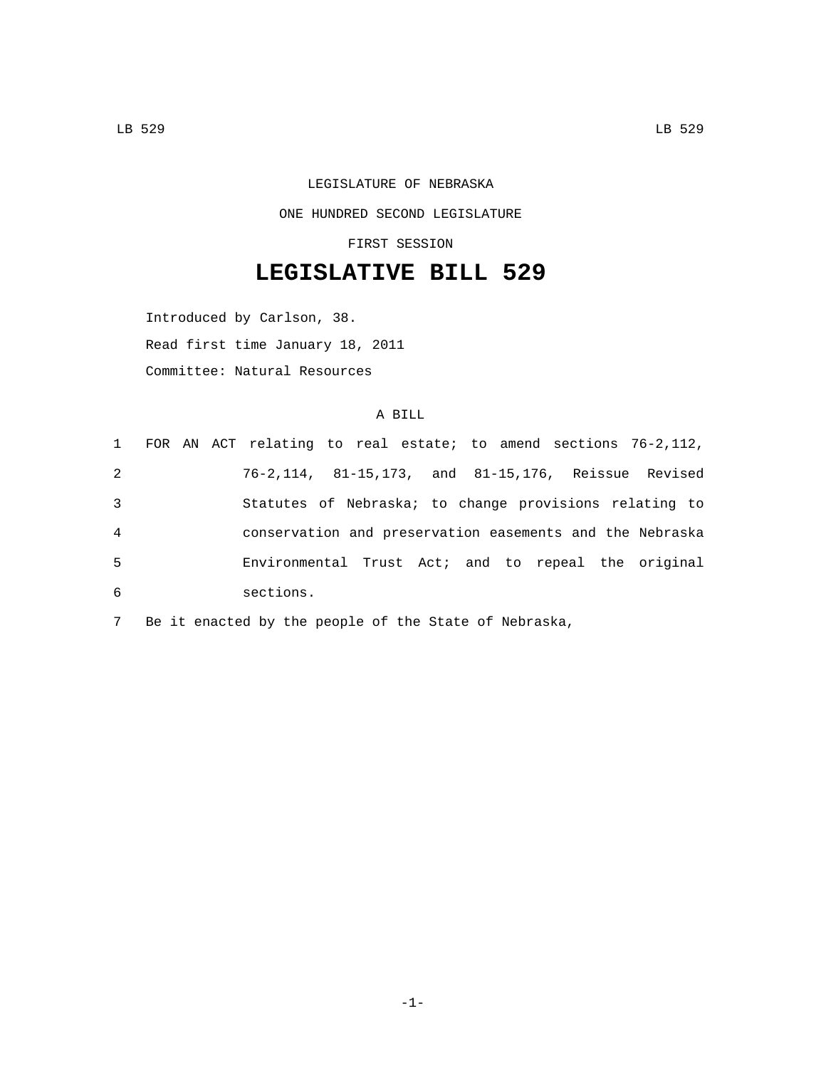LEGISLATURE OF NEBRASKA

ONE HUNDRED SECOND LEGISLATURE

FIRST SESSION

# LEGISLATIVE BILL 529

Introduced by Carlson, 38.

Read first time January 18, 2011

Committee: Natural Resources

A BILL

1 FOR AN ACT relating to real estate; to amend sections 76-2,112,
2 76-2,114, 81-15,173, and 81-15,176, Reissue Revised
3 Statutes of Nebraska; to change provisions relating to
4 conservation and preservation easements and the Nebraska
5 Environmental Trust Act; and to repeal the original
6 sections.
7 Be it enacted by the people of the State of Nebraska,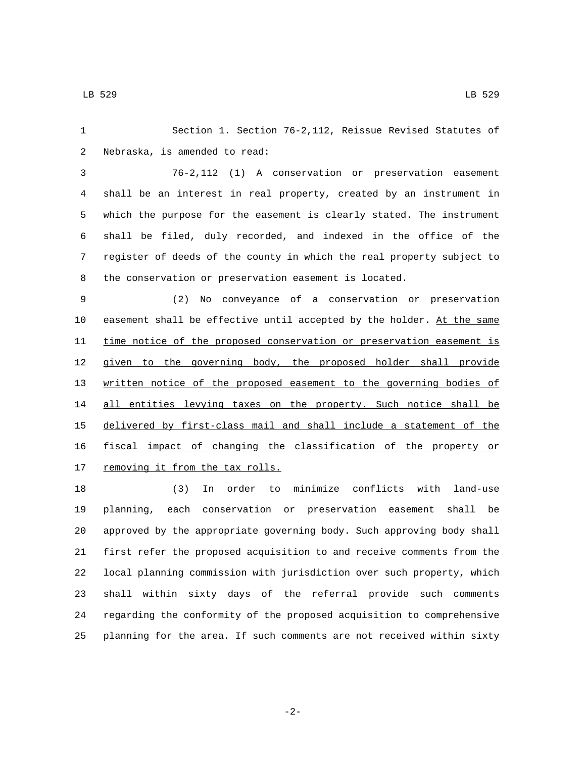Section 1. Section 76-2,112, Reissue Revised Statutes of Nebraska, is amended to read:

76-2,112 (1) A conservation or preservation easement shall be an interest in real property, created by an instrument in which the purpose for the easement is clearly stated. The instrument shall be filed, duly recorded, and indexed in the office of the register of deeds of the county in which the real property subject to the conservation or preservation easement is located.

(2) No conveyance of a conservation or preservation easement shall be effective until accepted by the holder. <u>At the same time notice of the proposed conservation or preservation easement is given to the governing body, the proposed holder shall provide written notice of the proposed easement to the governing bodies of all entities levying taxes on the property. Such notice shall be delivered by first-class mail and shall include a statement of the fiscal impact of changing the classification of the property or removing it from the tax rolls.</u>

(3) In order to minimize conflicts with land-use planning, each conservation or preservation easement shall be approved by the appropriate governing body. Such approving body shall first refer the proposed acquisition to and receive comments from the local planning commission with jurisdiction over such property, which shall within sixty days of the referral provide such comments regarding the conformity of the proposed acquisition to comprehensive planning for the area. If such comments are not received within sixty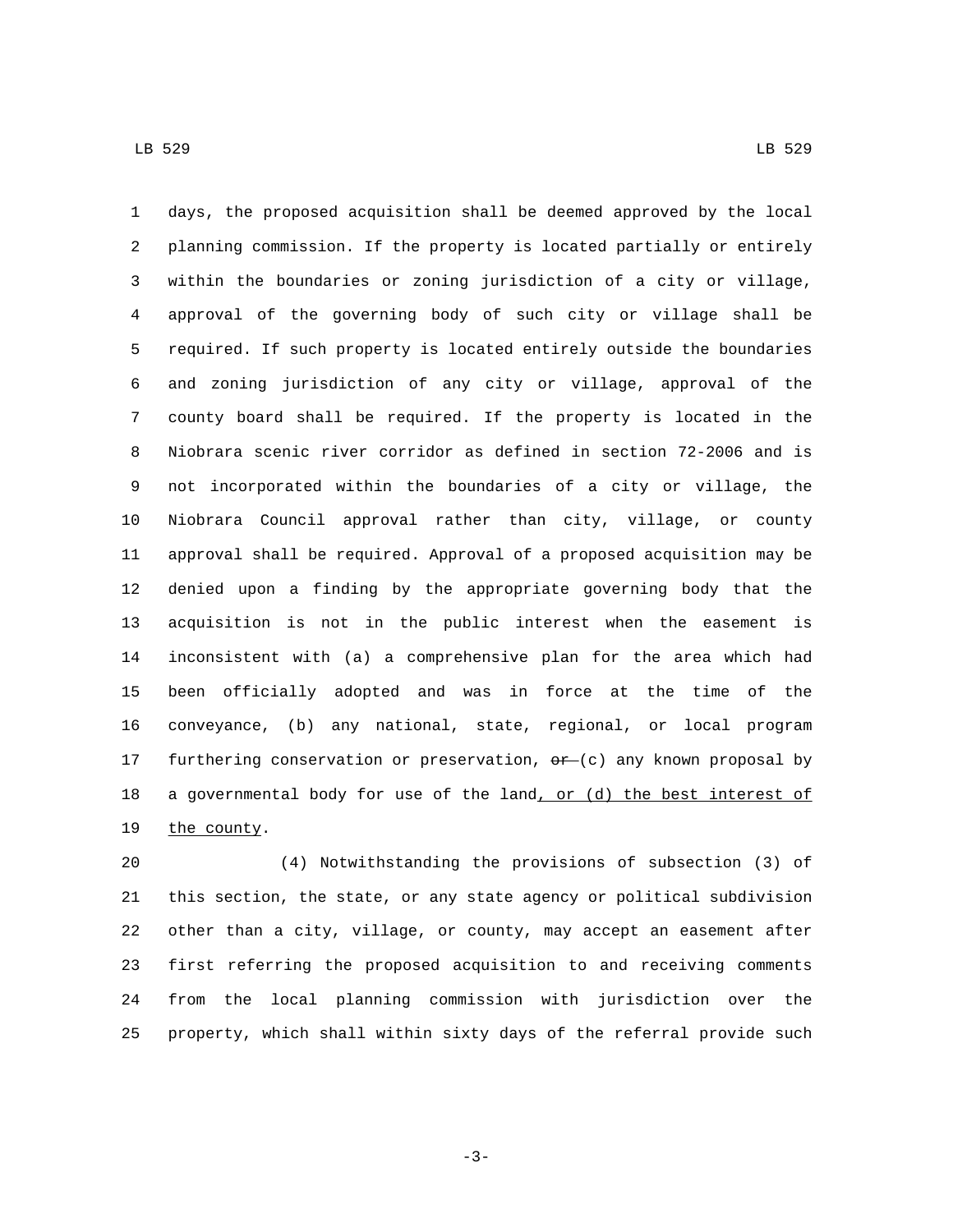days, the proposed acquisition shall be deemed approved by the local planning commission. If the property is located partially or entirely within the boundaries or zoning jurisdiction of a city or village, approval of the governing body of such city or village shall be required. If such property is located entirely outside the boundaries and zoning jurisdiction of any city or village, approval of the county board shall be required. If the property is located in the Niobrara scenic river corridor as defined in section 72-2006 and is not incorporated within the boundaries of a city or village, the Niobrara Council approval rather than city, village, or county approval shall be required. Approval of a proposed acquisition may be denied upon a finding by the appropriate governing body that the acquisition is not in the public interest when the easement is inconsistent with (a) a comprehensive plan for the area which had been officially adopted and was in force at the time of the conveyance, (b) any national, state, regional, or local program furthering conservation or preservation, ~~or~~ (c) any known proposal by a governmental body for use of the land, or (d) the best interest of the county.

(4) Notwithstanding the provisions of subsection (3) of this section, the state, or any state agency or political subdivision other than a city, village, or county, may accept an easement after first referring the proposed acquisition to and receiving comments from the local planning commission with jurisdiction over the property, which shall within sixty days of the referral provide such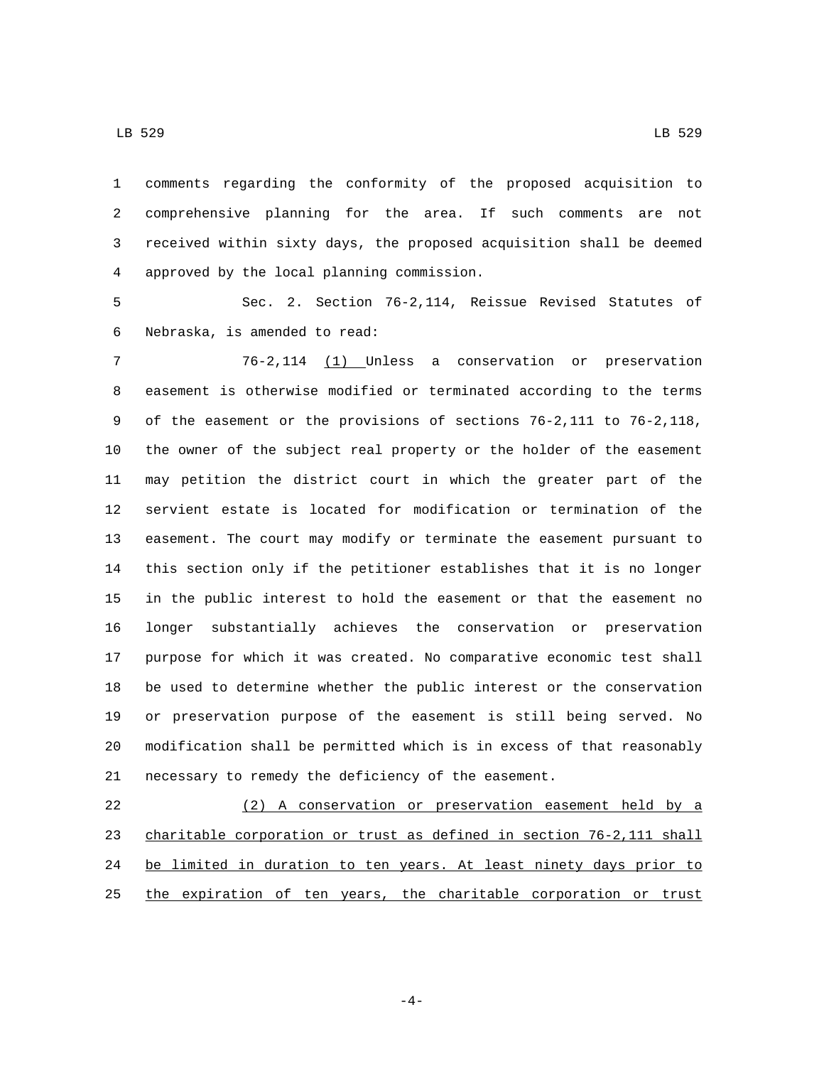comments regarding the conformity of the proposed acquisition to comprehensive planning for the area. If such comments are not received within sixty days, the proposed acquisition shall be deemed approved by the local planning commission.

Sec. 2. Section 76-2,114, Reissue Revised Statutes of Nebraska, is amended to read:

76-2,114 <u>(1)</u> Unless a conservation or preservation easement is otherwise modified or terminated according to the terms of the easement or the provisions of sections 76-2,111 to 76-2,118, the owner of the subject real property or the holder of the easement may petition the district court in which the greater part of the servient estate is located for modification or termination of the easement. The court may modify or terminate the easement pursuant to this section only if the petitioner establishes that it is no longer in the public interest to hold the easement or that the easement no longer substantially achieves the conservation or preservation purpose for which it was created. No comparative economic test shall be used to determine whether the public interest or the conservation or preservation purpose of the easement is still being served. No modification shall be permitted which is in excess of that reasonably necessary to remedy the deficiency of the easement.

<u>(2) A conservation or preservation easement held by a charitable corporation or trust as defined in section 76-2,111 shall be limited in duration to ten years. At least ninety days prior to the expiration of ten years, the charitable corporation or trust</u>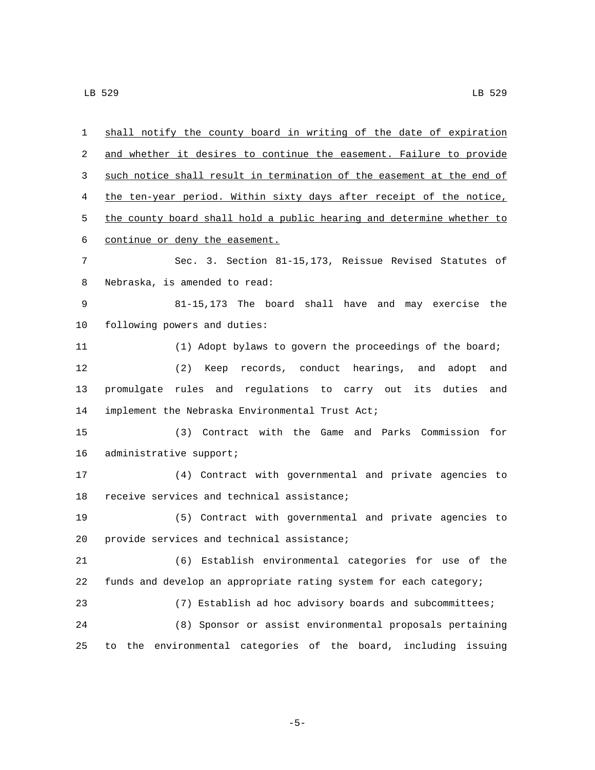shall notify the county board in writing of the date of expiration and whether it desires to continue the easement. Failure to provide such notice shall result in termination of the easement at the end of the ten-year period. Within sixty days after receipt of the notice, the county board shall hold a public hearing and determine whether to continue or deny the easement.

Sec. 3. Section 81-15,173, Reissue Revised Statutes of Nebraska, is amended to read:

81-15,173 The board shall have and may exercise the following powers and duties:

(1) Adopt bylaws to govern the proceedings of the board;

(2) Keep records, conduct hearings, and adopt and promulgate rules and regulations to carry out its duties and implement the Nebraska Environmental Trust Act;

(3) Contract with the Game and Parks Commission for administrative support;

(4) Contract with governmental and private agencies to receive services and technical assistance;

(5) Contract with governmental and private agencies to provide services and technical assistance;

(6) Establish environmental categories for use of the funds and develop an appropriate rating system for each category;

(7) Establish ad hoc advisory boards and subcommittees;

(8) Sponsor or assist environmental proposals pertaining to the environmental categories of the board, including issuing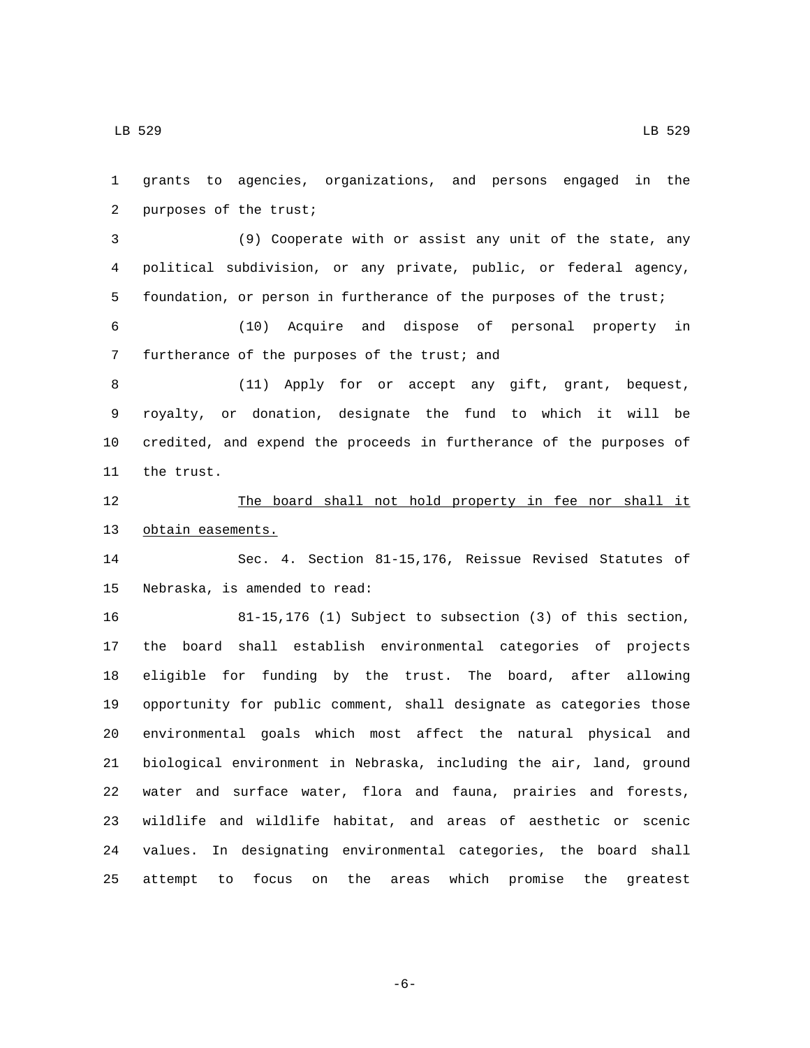grants to agencies, organizations, and persons engaged in the purposes of the trust;

(9) Cooperate with or assist any unit of the state, any political subdivision, or any private, public, or federal agency, foundation, or person in furtherance of the purposes of the trust;

(10) Acquire and dispose of personal property in furtherance of the purposes of the trust; and

(11) Apply for or accept any gift, grant, bequest, royalty, or donation, designate the fund to which it will be credited, and expend the proceeds in furtherance of the purposes of the trust.

<u>The board shall not hold property in fee nor shall it obtain easements.</u>

Sec. 4. Section 81-15,176, Reissue Revised Statutes of Nebraska, is amended to read:

81-15,176 (1) Subject to subsection (3) of this section, the board shall establish environmental categories of projects eligible for funding by the trust. The board, after allowing opportunity for public comment, shall designate as categories those environmental goals which most affect the natural physical and biological environment in Nebraska, including the air, land, ground water and surface water, flora and fauna, prairies and forests, wildlife and wildlife habitat, and areas of aesthetic or scenic values. In designating environmental categories, the board shall attempt to focus on the areas which promise the greatest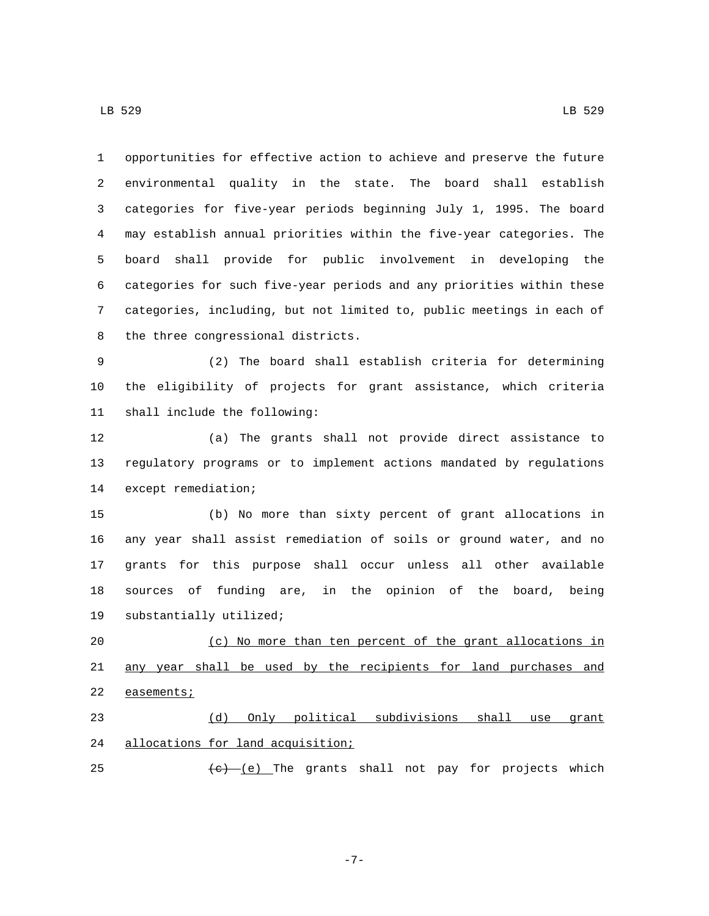opportunities for effective action to achieve and preserve the future environmental quality in the state. The board shall establish categories for five-year periods beginning July 1, 1995. The board may establish annual priorities within the five-year categories. The board shall provide for public involvement in developing the categories for such five-year periods and any priorities within these categories, including, but not limited to, public meetings in each of the three congressional districts.

(2) The board shall establish criteria for determining the eligibility of projects for grant assistance, which criteria shall include the following:

(a) The grants shall not provide direct assistance to regulatory programs or to implement actions mandated by regulations except remediation;

(b) No more than sixty percent of grant allocations in any year shall assist remediation of soils or ground water, and no grants for this purpose shall occur unless all other available sources of funding are, in the opinion of the board, being substantially utilized;

<u>(c) No more than ten percent of the grant allocations in any year shall be used by the recipients for land purchases and easements;</u>

<u>(d) Only political subdivisions shall use grant allocations for land acquisition;</u>

~~(c)~~ <u>(e)</u> The grants shall not pay for projects which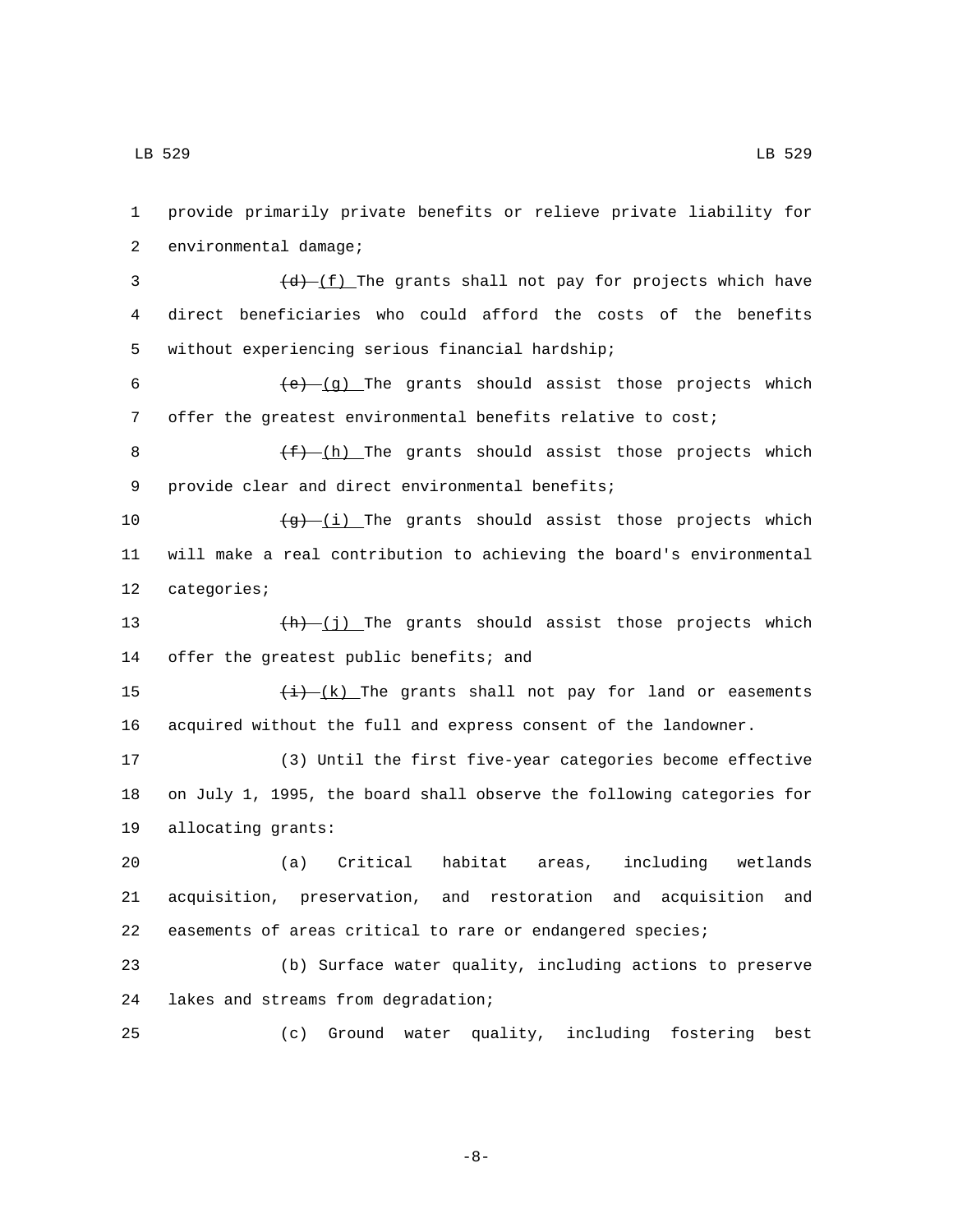provide primarily private benefits or relieve private liability for environmental damage;

~~(d)~~ (f) The grants shall not pay for projects which have direct beneficiaries who could afford the costs of the benefits without experiencing serious financial hardship;

~~(e)~~ (g) The grants should assist those projects which offer the greatest environmental benefits relative to cost;

~~(f)~~ (h) The grants should assist those projects which provide clear and direct environmental benefits;

~~(g)~~ (i) The grants should assist those projects which will make a real contribution to achieving the board's environmental categories;

~~(h)~~ (j) The grants should assist those projects which offer the greatest public benefits; and

~~(i)~~ (k) The grants shall not pay for land or easements acquired without the full and express consent of the landowner.

(3) Until the first five-year categories become effective on July 1, 1995, the board shall observe the following categories for allocating grants:

(a) Critical habitat areas, including wetlands acquisition, preservation, and restoration and acquisition and easements of areas critical to rare or endangered species;

(b) Surface water quality, including actions to preserve lakes and streams from degradation;

(c) Ground water quality, including fostering best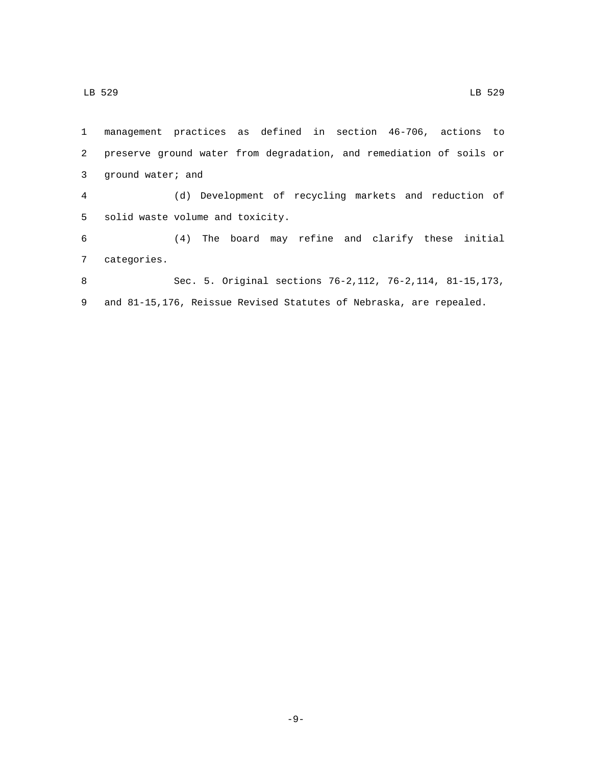management practices as defined in section 46-706, actions to preserve ground water from degradation, and remediation of soils or ground water; and

(d) Development of recycling markets and reduction of solid waste volume and toxicity.

(4) The board may refine and clarify these initial categories.

Sec. 5. Original sections 76-2,112, 76-2,114, 81-15,173, and 81-15,176, Reissue Revised Statutes of Nebraska, are repealed.